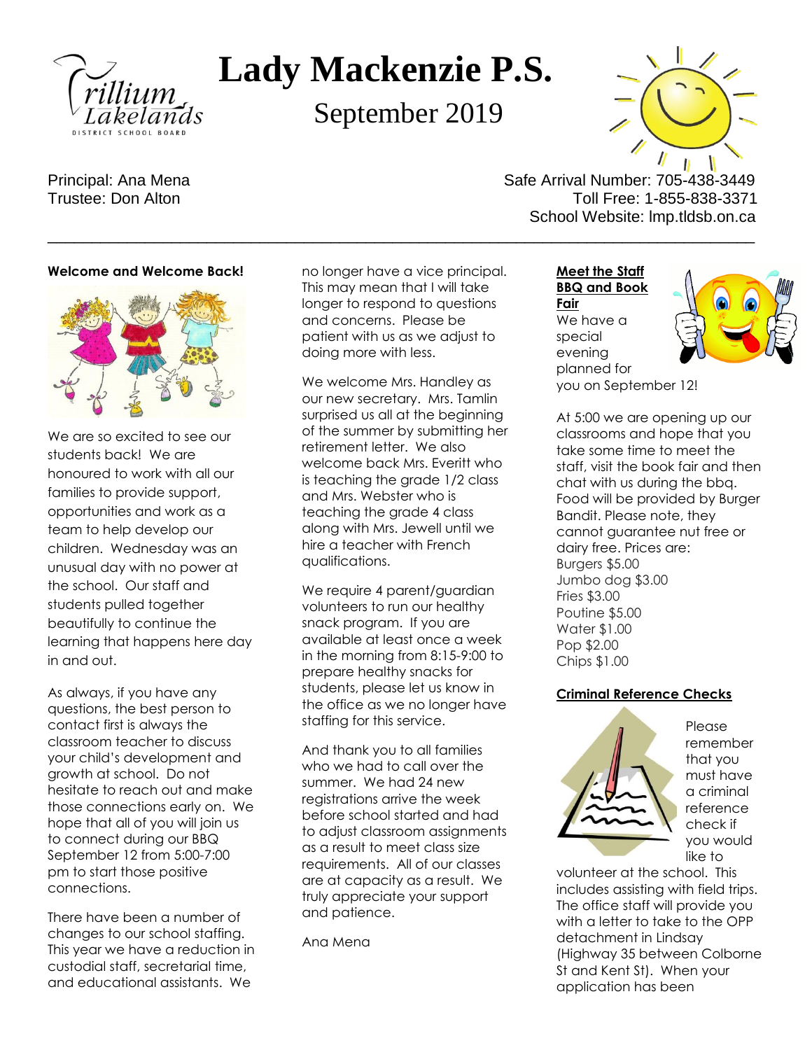# Lady Mackenzie P.S.

## September 2019

Principal: Ana Mena
Trustee: Don Alton

Safe Arrival Number: 705-438-3449
Toll Free: 1-855-838-3371
School Website: lmp.tldsb.on.ca

---

**Welcome and Welcome Back!**

We are so excited to see our students back! We are honoured to work with all our families to provide support, opportunities and work as a team to help develop our children. Wednesday was an unusual day with no power at the school. Our staff and students pulled together beautifully to continue the learning that happens here day in and out.

As always, if you have any questions, the best person to contact first is always the classroom teacher to discuss your child's development and growth at school. Do not hesitate to reach out and make those connections early on. We hope that all of you will join us to connect during our BBQ September 12 from 5:00-7:00 pm to start those positive connections.

There have been a number of changes to our school staffing. This year we have a reduction in custodial staff, secretarial time, and educational assistants. We no longer have a vice principal. This may mean that I will take longer to respond to questions and concerns. Please be patient with us as we adjust to doing more with less.

We welcome Mrs. Handley as our new secretary. Mrs. Tamlin surprised us all at the beginning of the summer by submitting her retirement letter. We also welcome back Mrs. Everitt who is teaching the grade 1/2 class and Mrs. Webster who is teaching the grade 4 class along with Mrs. Jewell until we hire a teacher with French qualifications.

We require 4 parent/guardian volunteers to run our healthy snack program. If you are available at least once a week in the morning from 8:15-9:00 to prepare healthy snacks for students, please let us know in the office as we no longer have staffing for this service.

And thank you to all families who we had to call over the summer. We had 24 new registrations arrive the week before school started and had to adjust classroom assignments as a result to meet class size requirements. All of our classes are at capacity as a result. We truly appreciate your support and patience.

Ana Mena

**Meet the Staff BBQ and Book Fair**

We have a special evening planned for you on September 12!

At 5:00 we are opening up our classrooms and hope that you take some time to meet the staff, visit the book fair and then chat with us during the bbq. Food will be provided by Burger Bandit. Please note, they cannot guarantee nut free or dairy free. Prices are:

Burgers $5.00
Jumbo dog $3.00
Fries $3.00
Poutine $5.00
Water $1.00
Pop $2.00
Chips $1.00

**Criminal Reference Checks**

Please remember that you must have a criminal reference check if you would like to volunteer at the school. This includes assisting with field trips. The office staff will provide you with a letter to take to the OPP detachment in Lindsay (Highway 35 between Colborne St and Kent St). When your application has been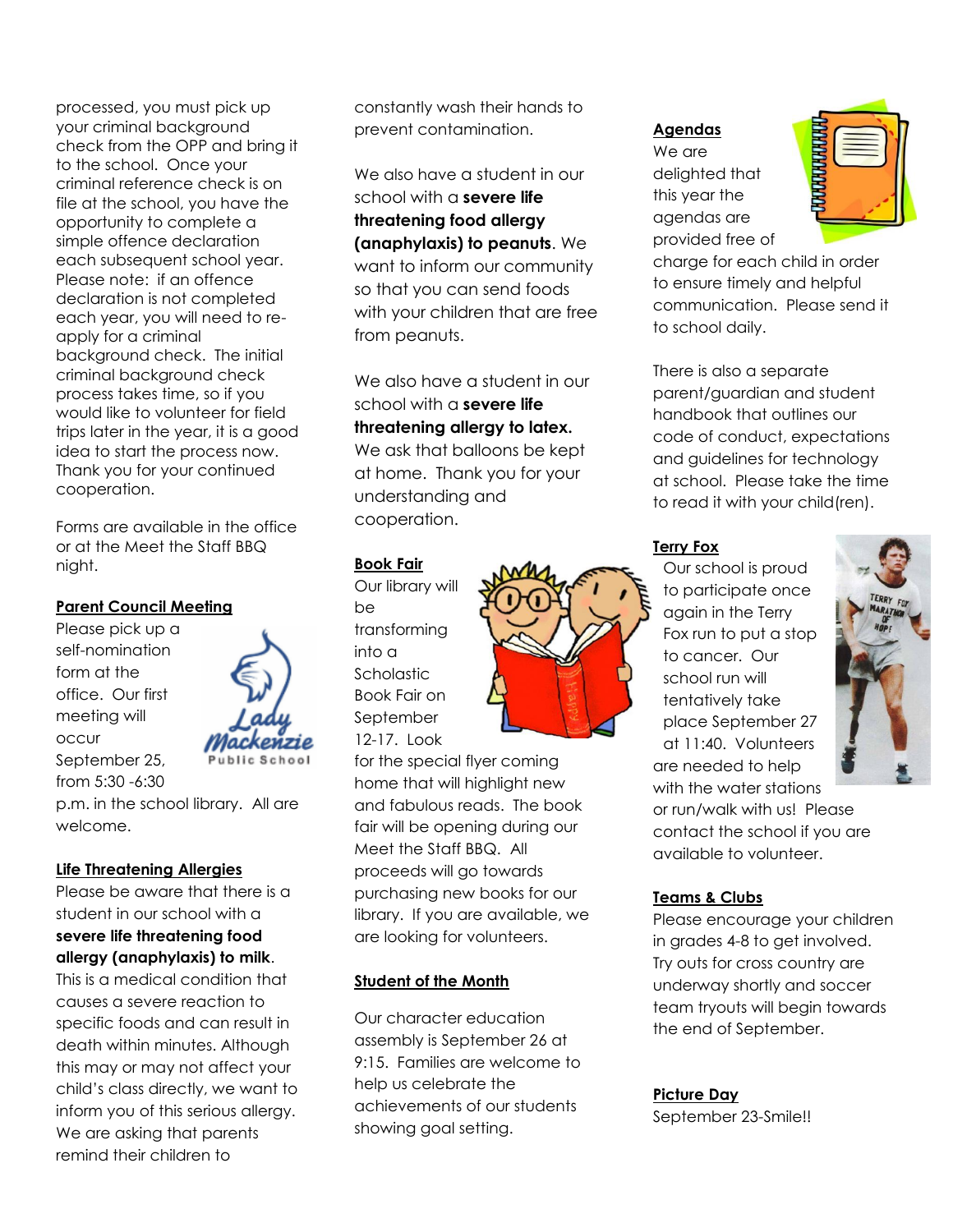processed, you must pick up your criminal background check from the OPP and bring it to the school. Once your criminal reference check is on file at the school, you have the opportunity to complete a simple offence declaration each subsequent school year. Please note: if an offence declaration is not completed each year, you will need to re-apply for a criminal background check. The initial criminal background check process takes time, so if you would like to volunteer for field trips later in the year, it is a good idea to start the process now. Thank you for your continued cooperation.

Forms are available in the office or at the Meet the Staff BBQ night.

**Parent Council Meeting**

Please pick up a self-nomination form at the office. Our first meeting will occur September 25, from 5:30 -6:30 p.m. in the school library. All are welcome.

**Life Threatening Allergies**

Please be aware that there is a student in our school with a **severe life threatening food allergy (anaphylaxis) to milk**. This is a medical condition that causes a severe reaction to specific foods and can result in death within minutes. Although this may or may not affect your child's class directly, we want to inform you of this serious allergy. We are asking that parents remind their children to constantly wash their hands to prevent contamination.

We also have a student in our school with a **severe life threatening food allergy (anaphylaxis) to peanuts**. We want to inform our community so that you can send foods with your children that are free from peanuts.

We also have a student in our school with a **severe life threatening allergy to latex.** We ask that balloons be kept at home. Thank you for your understanding and cooperation.

**Book Fair**

Our library will be transforming into a Scholastic Book Fair on September 12-17. Look for the special flyer coming home that will highlight new and fabulous reads. The book fair will be opening during our Meet the Staff BBQ. All proceeds will go towards purchasing new books for our library. If you are available, we are looking for volunteers.

**Student of the Month**

Our character education assembly is September 26 at 9:15. Families are welcome to help us celebrate the achievements of our students showing goal setting.

**Agendas**

We are delighted that this year the agendas are provided free of charge for each child in order to ensure timely and helpful communication. Please send it to school daily.

There is also a separate parent/guardian and student handbook that outlines our code of conduct, expectations and guidelines for technology at school. Please take the time to read it with your child(ren).

**Terry Fox**

Our school is proud to participate once again in the Terry Fox run to put a stop to cancer. Our school run will tentatively take place September 27 at 11:40. Volunteers are needed to help with the water stations or run/walk with us! Please contact the school if you are available to volunteer.

**Teams & Clubs**

Please encourage your children in grades 4-8 to get involved. Try outs for cross country are underway shortly and soccer team tryouts will begin towards the end of September.

**Picture Day**

September 23-Smile!!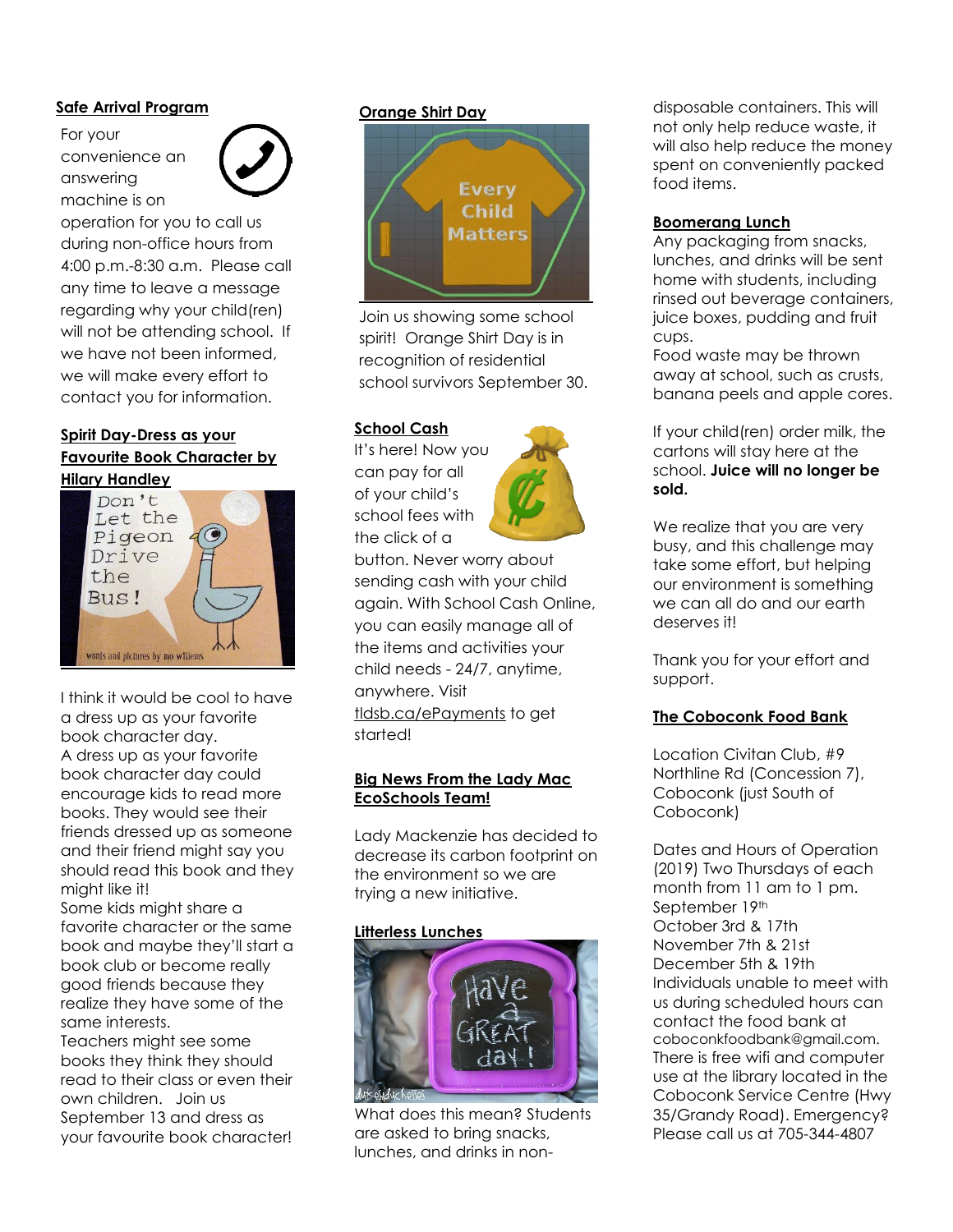## Safe Arrival Program

For your convenience an answering machine is on operation for you to call us during non-office hours from 4:00 p.m.-8:30 a.m. Please call any time to leave a message regarding why your child(ren) will not be attending school. If we have not been informed, we will make every effort to contact you for information.

## Spirit Day-Dress as your Favourite Book Character by Hilary Handley

I think it would be cool to have a dress up as your favorite book character day.
A dress up as your favorite book character day could encourage kids to read more books. They would see their friends dressed up as someone and their friend might say you should read this book and they might like it!
Some kids might share a favorite character or the same book and maybe they'll start a book club or become really good friends because they realize they have some of the same interests.
Teachers might see some books they think they should read to their class or even their own children. Join us September 13 and dress as your favourite book character!

## Orange Shirt Day

Join us showing some school spirit! Orange Shirt Day is in recognition of residential school survivors September 30.

## School Cash

It's here! Now you can pay for all of your child's school fees with the click of a button. Never worry about sending cash with your child again. With School Cash Online, you can easily manage all of the items and activities your child needs - 24/7, anytime, anywhere. Visit tldsb.ca/ePayments to get started!

## Big News From the Lady Mac EcoSchools Team!

Lady Mackenzie has decided to decrease its carbon footprint on the environment so we are trying a new initiative.

## Litterless Lunches

What does this mean? Students are asked to bring snacks, lunches, and drinks in non-disposable containers. This will not only help reduce waste, it will also help reduce the money spent on conveniently packed food items.

## Boomerang Lunch

Any packaging from snacks, lunches, and drinks will be sent home with students, including rinsed out beverage containers, juice boxes, pudding and fruit cups.
Food waste may be thrown away at school, such as crusts, banana peels and apple cores.

If your child(ren) order milk, the cartons will stay here at the school. **Juice will no longer be sold.**

We realize that you are very busy, and this challenge may take some effort, but helping our environment is something we can all do and our earth deserves it!

Thank you for your effort and support.

## The Coboconk Food Bank

Location Civitan Club, #9 Northline Rd (Concession 7), Coboconk (just South of Coboconk)

Dates and Hours of Operation (2019) Two Thursdays of each month from 11 am to 1 pm.
September 19th
October 3rd & 17th
November 7th & 21st
December 5th & 19th
Individuals unable to meet with us during scheduled hours can contact the food bank at coboconkfoodbank@gmail.com.
There is free wifi and computer use at the library located in the Coboconk Service Centre (Hwy 35/Grandy Road). Emergency? Please call us at 705-344-4807